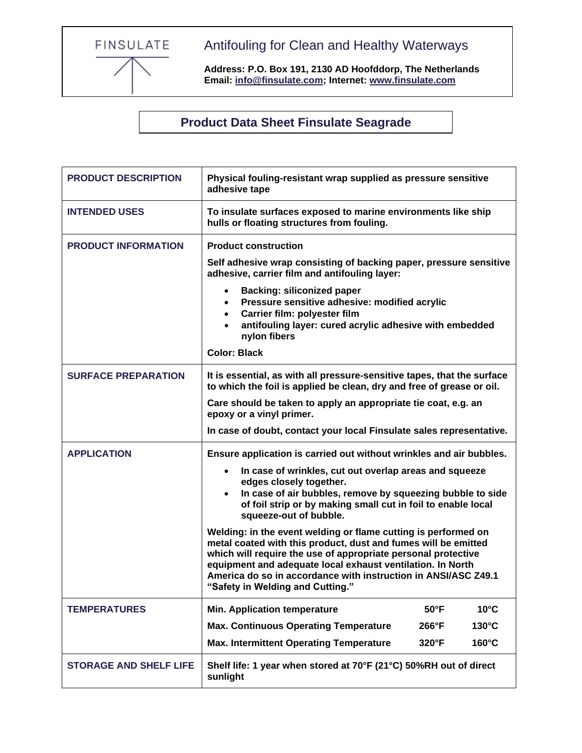FINSULATE

# Antifouling for Clean and Healthy Waterways

**Address: P.O. Box 191, 2130 AD Hoofddorp, The Netherlands**
**Email: info@finsulate.com; Internet: www.finsulate.com**

## Product Data Sheet Finsulate Seagrade

| | |
|---|---|
| **PRODUCT DESCRIPTION** | **Physical fouling-resistant wrap supplied as pressure sensitive adhesive tape** |
| **INTENDED USES** | **To insulate surfaces exposed to marine environments like ship hulls or floating structures from fouling.** |
| **PRODUCT INFORMATION** | **Product construction**<br>**Self adhesive wrap consisting of backing paper, pressure sensitive adhesive, carrier film and antifouling layer:**<br>• **Backing: siliconized paper**<br>• **Pressure sensitive adhesive: modified acrylic**<br>• **Carrier film: polyester film**<br>• **antifouling layer: cured acrylic adhesive with embedded nylon fibers**<br>**Color: Black** |
| **SURFACE PREPARATION** | **It is essential, as with all pressure-sensitive tapes, that the surface to which the foil is applied be clean, dry and free of grease or oil.**<br>**Care should be taken to apply an appropriate tie coat, e.g. an epoxy or a vinyl primer.**<br>**In case of doubt, contact your local Finsulate sales representative.** |
| **APPLICATION** | **Ensure application is carried out without wrinkles and air bubbles.**<br>• **In case of wrinkles, cut out overlap areas and squeeze edges closely together.**<br>• **In case of air bubbles, remove by squeezing bubble to side of foil strip or by making small cut in foil to enable local squeeze-out of bubble.**<br>**Welding: in the event welding or flame cutting is performed on metal coated with this product, dust and fumes will be emitted which will require the use of appropriate personal protective equipment and adequate local exhaust ventilation. In North America do so in accordance with instruction in ANSI/ASC Z49.1 "Safety in Welding and Cutting."** |
| **TEMPERATURES** | **Min. Application temperature — 50°F — 10°C**<br>**Max. Continuous Operating Temperature — 266°F — 130°C**<br>**Max. Intermittent Operating Temperature — 320°F — 160°C** |
| **STORAGE AND SHELF LIFE** | **Shelf life: 1 year when stored at 70°F (21°C) 50%RH out of direct sunlight** |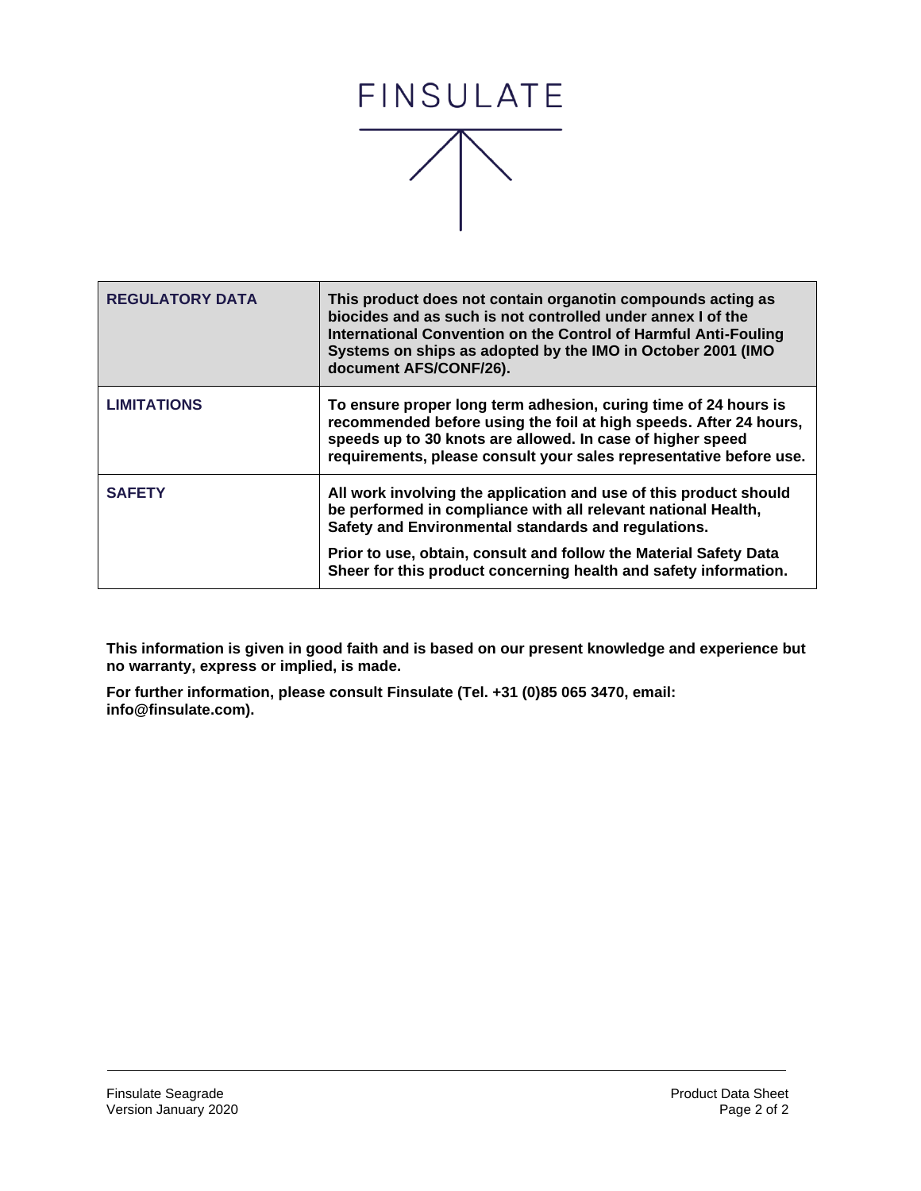FINSULATE

| | |
|---|---|
| **REGULATORY DATA** | **This product does not contain organotin compounds acting as biocides and as such is not controlled under annex I of the International Convention on the Control of Harmful Anti-Fouling Systems on ships as adopted by the IMO in October 2001 (IMO document AFS/CONF/26).** |
| **LIMITATIONS** | **To ensure proper long term adhesion, curing time of 24 hours is recommended before using the foil at high speeds. After 24 hours, speeds up to 30 knots are allowed. In case of higher speed requirements, please consult your sales representative before use.** |
| **SAFETY** | **All work involving the application and use of this product should be performed in compliance with all relevant national Health, Safety and Environmental standards and regulations.** <br><br> **Prior to use, obtain, consult and follow the Material Safety Data Sheer for this product concerning health and safety information.** |

**This information is given in good faith and is based on our present knowledge and experience but no warranty, express or implied, is made.**

**For further information, please consult Finsulate (Tel. +31 (0)85 065 3470, email: info@finsulate.com).**